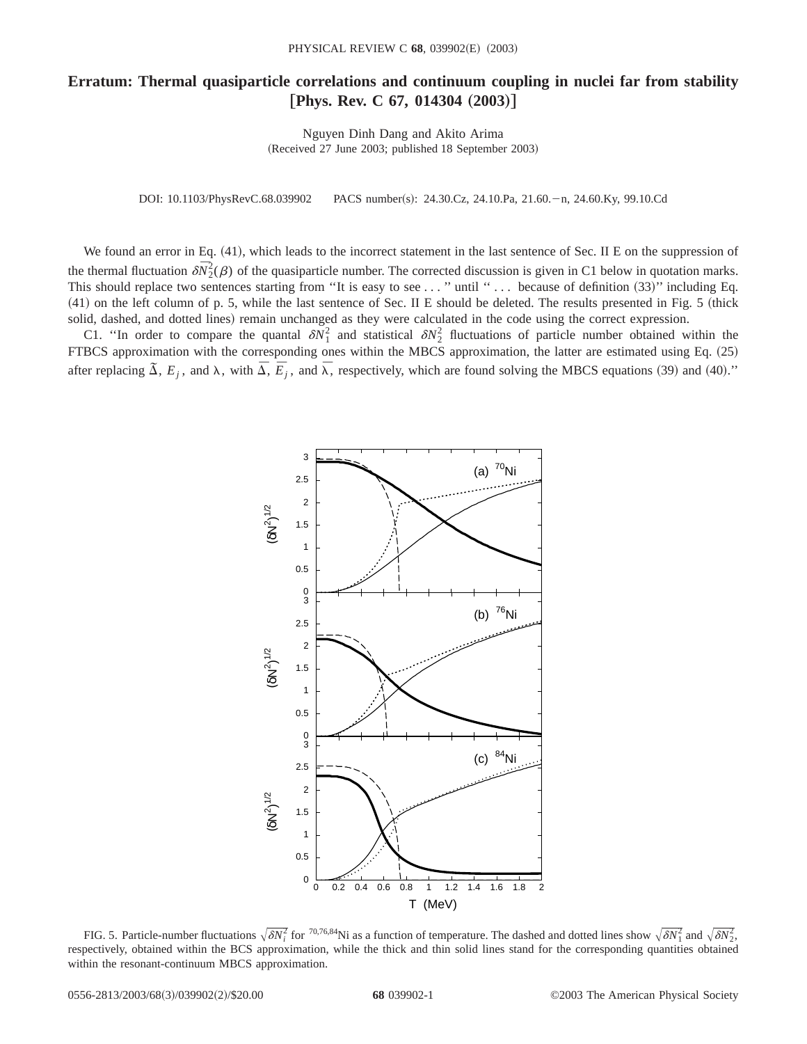# Erratum: Thermal quasiparticle correlations and continuum coupling in nuclei far from stability [Phys. Rev. C 67, 014304 (2003)]

Nguyen Dinh Dang and Akito Arima

(Received 27 June 2003; published 18 September 2003)

DOI: 10.1103/PhysRevC.68.039902 PACS number(s): 24.30.Cz, 24.10.Pa, 21.60.−n, 24.60.Ky, 99.10.Cd

We found an error in Eq. (41), which leads to the incorrect statement in the last sentence of Sec. II E on the suppression of the thermal fluctuation $\delta\overline{N_2^2}(\beta)$ of the quasiparticle number. The corrected discussion is given in C1 below in quotation marks. This should replace two sentences starting from "It is easy to see . . . " until " . . . because of definition (33)" including Eq. (41) on the left column of p. 5, while the last sentence of Sec. II E should be deleted. The results presented in Fig. 5 (thick solid, dashed, and dotted lines) remain unchanged as they were calculated in the code using the correct expression.

C1. "In order to compare the quantal $\delta N_1^2$ and statistical $\delta N_2^2$ fluctuations of particle number obtained within the FTBCS approximation with the corresponding ones within the MBCS approximation, the latter are estimated using Eq. (25) after replacing $\tilde{\Delta}$, $E_j$, and $\lambda$, with $\overline{\Delta}$, $\overline{E_j}$, and $\overline{\lambda}$, respectively, which are found solving the MBCS equations (39) and (40)."

FIG. 5. Particle-number fluctuations $\sqrt{\delta N_i^2}$ for $^{70,76,84}$Ni as a function of temperature. The dashed and dotted lines show $\sqrt{\delta N_1^2}$ and $\sqrt{\delta N_2^2}$, respectively, obtained within the BCS approximation, while the thick and thin solid lines stand for the corresponding quantities obtained within the resonant-continuum MBCS approximation.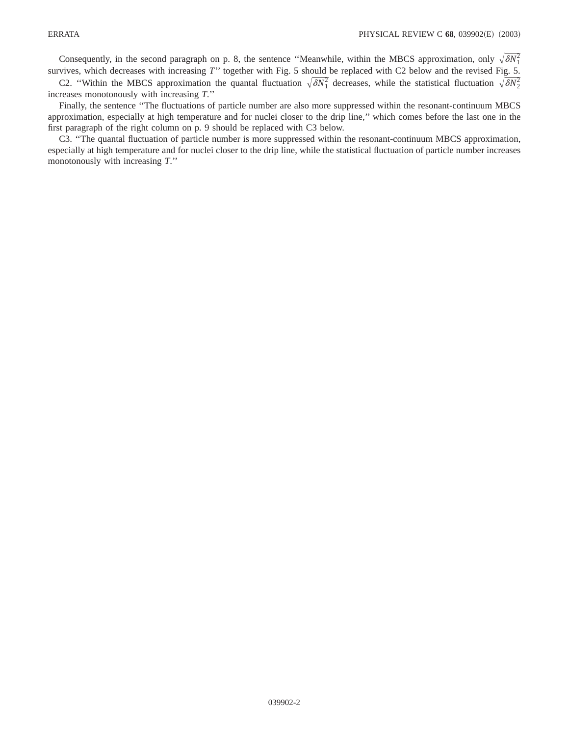Consequently, in the second paragraph on p. 8, the sentence ''Meanwhile, within the MBCS approximation, only $\sqrt{\delta N_1^2}$ survives, which decreases with increasing $T$'' together with Fig. 5 should be replaced with C2 below and the revised Fig. 5.

C2. ''Within the MBCS approximation the quantal fluctuation $\sqrt{\delta N_1^2}$ decreases, while the statistical fluctuation $\sqrt{\delta N_2^2}$ increases monotonously with increasing $T$.''

Finally, the sentence ''The fluctuations of particle number are also more suppressed within the resonant-continuum MBCS approximation, especially at high temperature and for nuclei closer to the drip line,'' which comes before the last one in the first paragraph of the right column on p. 9 should be replaced with C3 below.

C3. ''The quantal fluctuation of particle number is more suppressed within the resonant-continuum MBCS approximation, especially at high temperature and for nuclei closer to the drip line, while the statistical fluctuation of particle number increases monotonously with increasing $T$.''